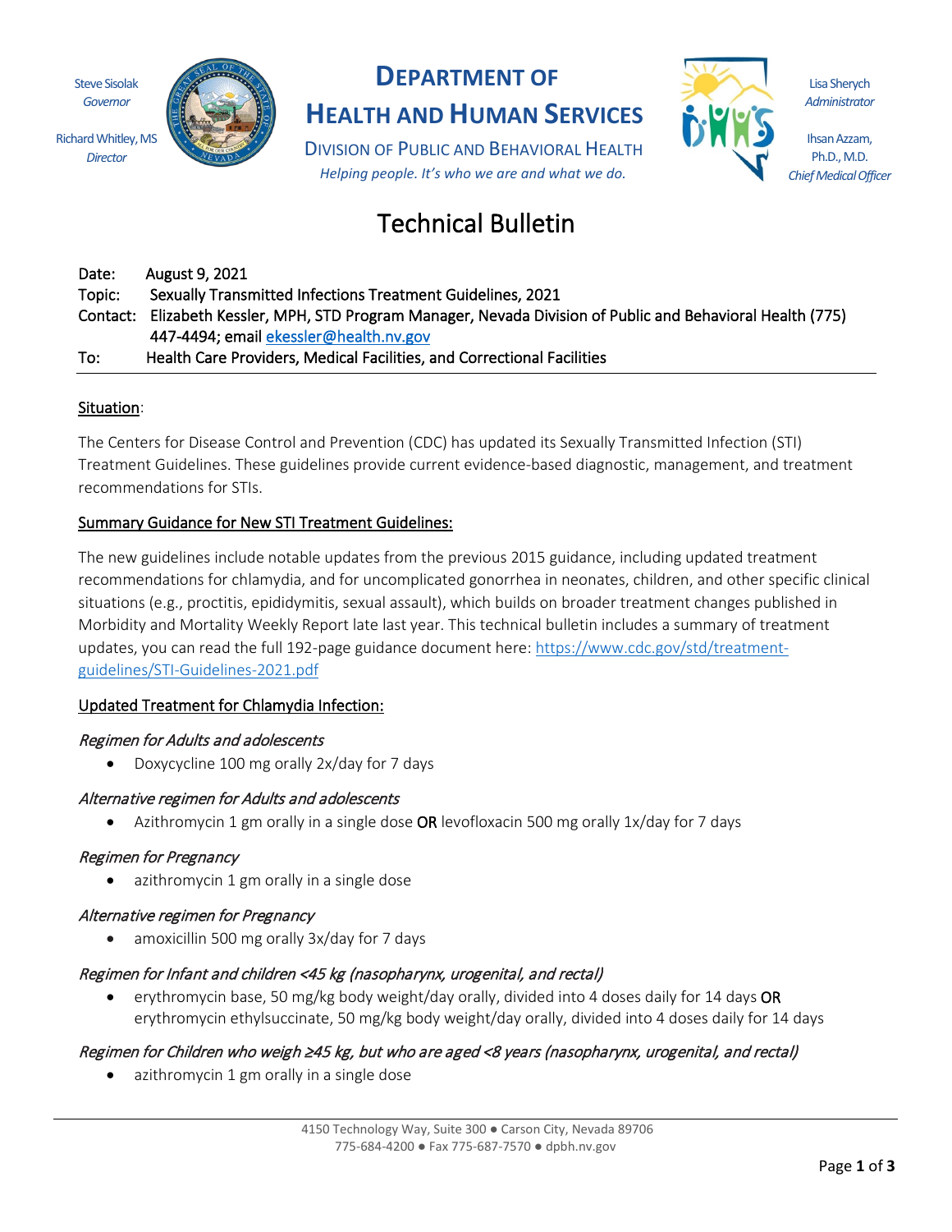Steve Sisolak
*Governor*

Richard Whitley, MS
*Director*

# DEPARTMENT OF HEALTH AND HUMAN SERVICES

DIVISION OF PUBLIC AND BEHAVIORAL HEALTH

*Helping people. It's who we are and what we do.*

Lisa Sherych
*Administrator*

Ihsan Azzam, Ph.D., M.D.
*Chief Medical Officer*

# Technical Bulletin

Date: August 9, 2021
Topic: Sexually Transmitted Infections Treatment Guidelines, 2021
Contact: Elizabeth Kessler, MPH, STD Program Manager, Nevada Division of Public and Behavioral Health (775) 447-4494; email [ekessler@health.nv.gov](mailto:ekessler@health.nv.gov)
To: Health Care Providers, Medical Facilities, and Correctional Facilities

---

## Situation:

The Centers for Disease Control and Prevention (CDC) has updated its Sexually Transmitted Infection (STI) Treatment Guidelines. These guidelines provide current evidence-based diagnostic, management, and treatment recommendations for STIs.

## Summary Guidance for New STI Treatment Guidelines:

The new guidelines include notable updates from the previous 2015 guidance, including updated treatment recommendations for chlamydia, and for uncomplicated gonorrhea in neonates, children, and other specific clinical situations (e.g., proctitis, epididymitis, sexual assault), which builds on broader treatment changes published in Morbidity and Mortality Weekly Report late last year. This technical bulletin includes a summary of treatment updates, you can read the full 192-page guidance document here: [https://www.cdc.gov/std/treatment-guidelines/STI-Guidelines-2021.pdf](https://www.cdc.gov/std/treatment-guidelines/STI-Guidelines-2021.pdf)

## Updated Treatment for Chlamydia Infection:

### *Regimen for Adults and adolescents*

- Doxycycline 100 mg orally 2x/day for 7 days

### *Alternative regimen for Adults and adolescents*

- Azithromycin 1 gm orally in a single dose **OR** levofloxacin 500 mg orally 1x/day for 7 days

### *Regimen for Pregnancy*

- azithromycin 1 gm orally in a single dose

### *Alternative regimen for Pregnancy*

- amoxicillin 500 mg orally 3x/day for 7 days

### *Regimen for Infant and children <45 kg (nasopharynx, urogenital, and rectal)*

- erythromycin base, 50 mg/kg body weight/day orally, divided into 4 doses daily for 14 days **OR** erythromycin ethylsuccinate, 50 mg/kg body weight/day orally, divided into 4 doses daily for 14 days

### *Regimen for Children who weigh ≥45 kg, but who are aged <8 years (nasopharynx, urogenital, and rectal)*

- azithromycin 1 gm orally in a single dose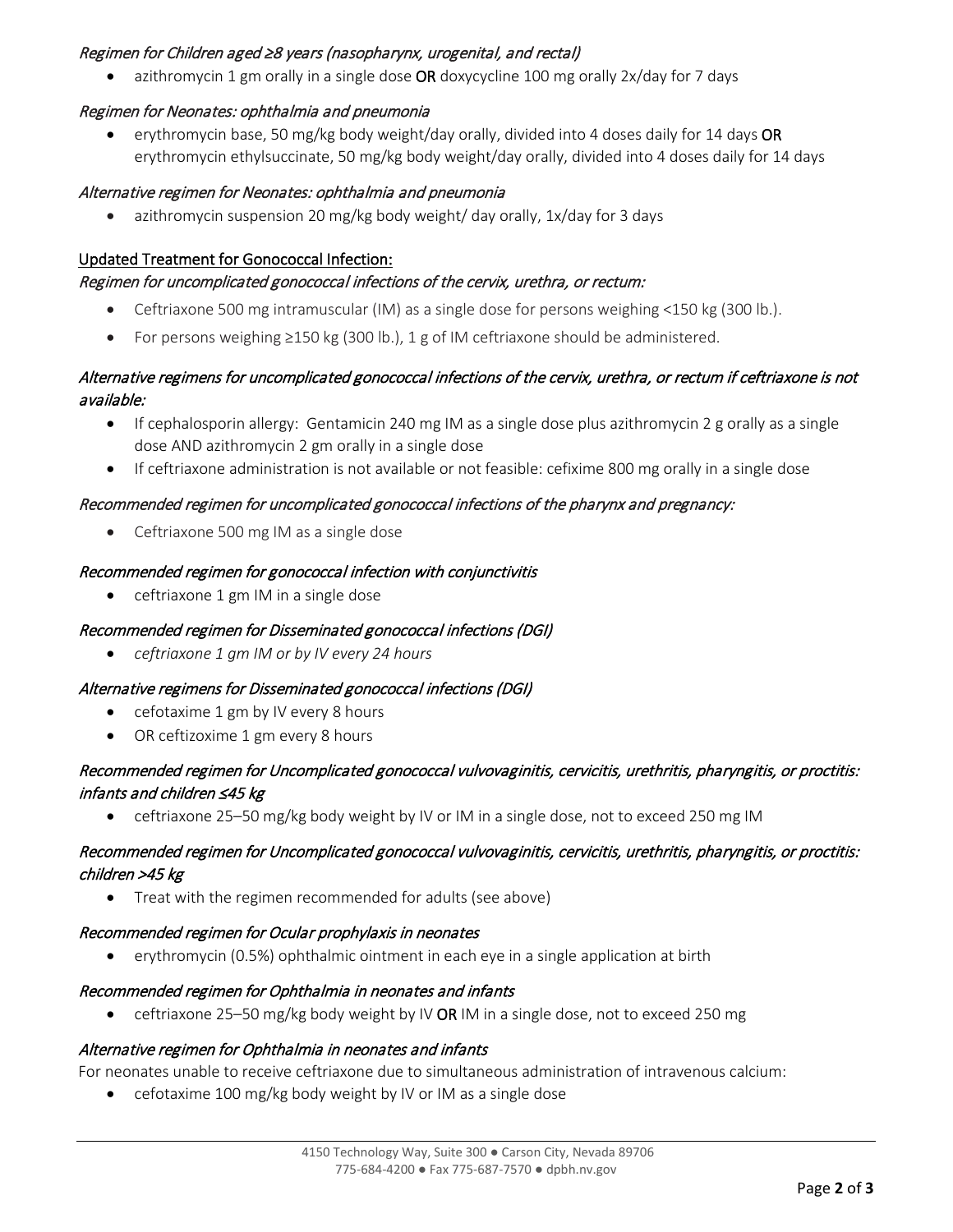*Regimen for Children aged ≥8 years (nasopharynx, urogenital, and rectal)*

- azithromycin 1 gm orally in a single dose **OR** doxycycline 100 mg orally 2x/day for 7 days

*Regimen for Neonates: ophthalmia and pneumonia*

- erythromycin base, 50 mg/kg body weight/day orally, divided into 4 doses daily for 14 days **OR** erythromycin ethylsuccinate, 50 mg/kg body weight/day orally, divided into 4 doses daily for 14 days

*Alternative regimen for Neonates: ophthalmia and pneumonia*

- azithromycin suspension 20 mg/kg body weight/ day orally, 1x/day for 3 days

<u>Updated Treatment for Gonococcal Infection:</u>

*Regimen for uncomplicated gonococcal infections of the cervix, urethra, or rectum:*

- Ceftriaxone 500 mg intramuscular (IM) as a single dose for persons weighing <150 kg (300 lb.).
- For persons weighing ≥150 kg (300 lb.), 1 g of IM ceftriaxone should be administered.

*Alternative regimens for uncomplicated gonococcal infections of the cervix, urethra, or rectum if ceftriaxone is not available:*

- If cephalosporin allergy: Gentamicin 240 mg IM as a single dose plus azithromycin 2 g orally as a single dose AND azithromycin 2 gm orally in a single dose
- If ceftriaxone administration is not available or not feasible: cefixime 800 mg orally in a single dose

*Recommended regimen for uncomplicated gonococcal infections of the pharynx and pregnancy:*

- Ceftriaxone 500 mg IM as a single dose

*Recommended regimen for gonococcal infection with conjunctivitis*

- ceftriaxone 1 gm IM in a single dose

*Recommended regimen for Disseminated gonococcal infections (DGI)*

- *ceftriaxone 1 gm IM or by IV every 24 hours*

*Alternative regimens for Disseminated gonococcal infections (DGI)*

- cefotaxime 1 gm by IV every 8 hours
- OR ceftizoxime 1 gm every 8 hours

*Recommended regimen for Uncomplicated gonococcal vulvovaginitis, cervicitis, urethritis, pharyngitis, or proctitis: infants and children ≤45 kg*

- ceftriaxone 25–50 mg/kg body weight by IV or IM in a single dose, not to exceed 250 mg IM

*Recommended regimen for Uncomplicated gonococcal vulvovaginitis, cervicitis, urethritis, pharyngitis, or proctitis: children >45 kg*

- Treat with the regimen recommended for adults (see above)

*Recommended regimen for Ocular prophylaxis in neonates*

- erythromycin (0.5%) ophthalmic ointment in each eye in a single application at birth

*Recommended regimen for Ophthalmia in neonates and infants*

- ceftriaxone 25–50 mg/kg body weight by IV **OR** IM in a single dose, not to exceed 250 mg

*Alternative regimen for Ophthalmia in neonates and infants*

For neonates unable to receive ceftriaxone due to simultaneous administration of intravenous calcium:

- cefotaxime 100 mg/kg body weight by IV or IM as a single dose

4150 Technology Way, Suite 300 ● Carson City, Nevada 89706
775-684-4200 ● Fax 775-687-7570 ● dpbh.nv.gov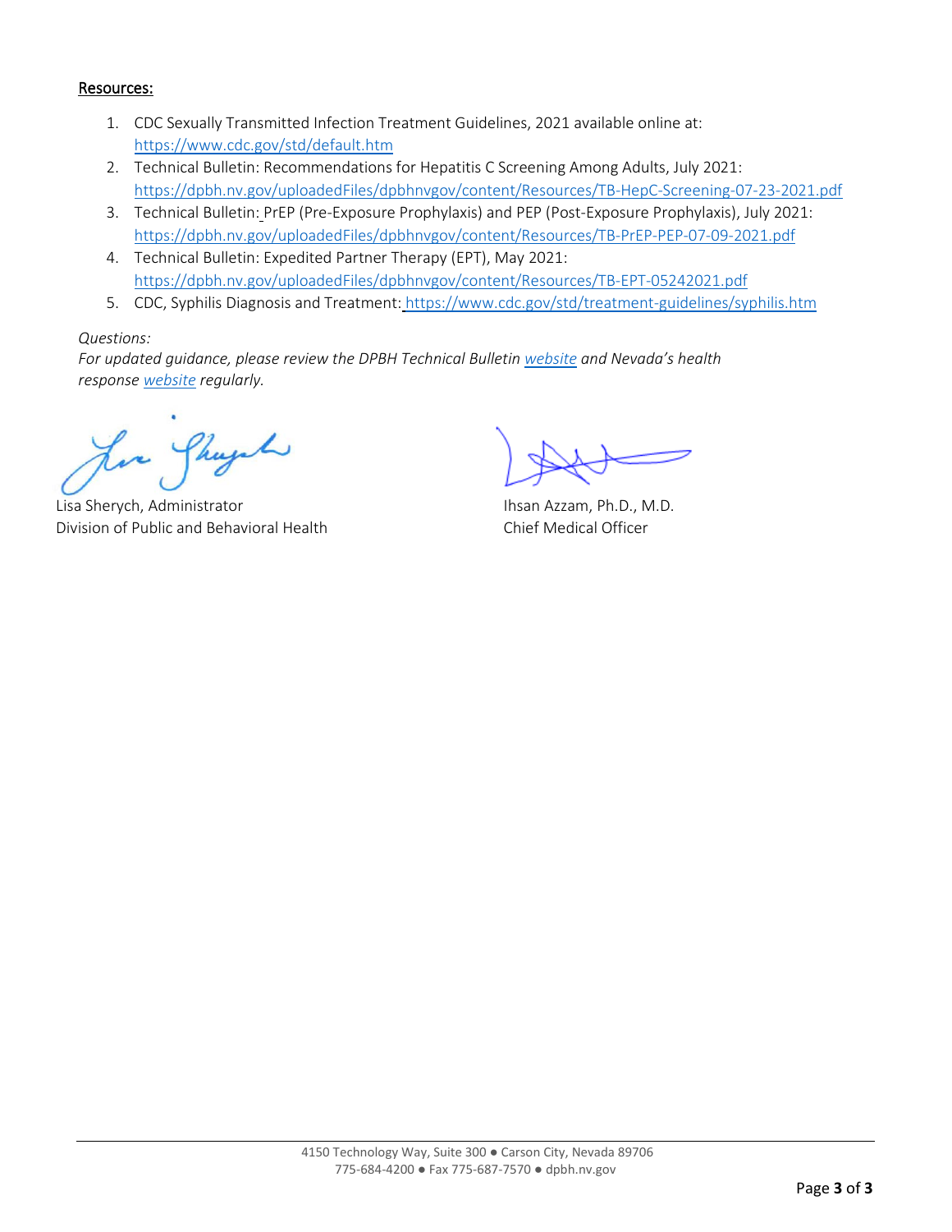**Resources:**

1. CDC Sexually Transmitted Infection Treatment Guidelines, 2021 available online at: https://www.cdc.gov/std/default.htm
2. Technical Bulletin: Recommendations for Hepatitis C Screening Among Adults, July 2021: https://dpbh.nv.gov/uploadedFiles/dpbhnvgov/content/Resources/TB-HepC-Screening-07-23-2021.pdf
3. Technical Bulletin: PrEP (Pre-Exposure Prophylaxis) and PEP (Post-Exposure Prophylaxis), July 2021: https://dpbh.nv.gov/uploadedFiles/dpbhnvgov/content/Resources/TB-PrEP-PEP-07-09-2021.pdf
4. Technical Bulletin: Expedited Partner Therapy (EPT), May 2021: https://dpbh.nv.gov/uploadedFiles/dpbhnvgov/content/Resources/TB-EPT-05242021.pdf
5. CDC, Syphilis Diagnosis and Treatment: https://www.cdc.gov/std/treatment-guidelines/syphilis.htm

*Questions:*

*For updated guidance, please review the DPBH Technical Bulletin website and Nevada's health response website regularly.*

Lisa Sherych, Administrator
Division of Public and Behavioral Health

Ihsan Azzam, Ph.D., M.D.
Chief Medical Officer

4150 Technology Way, Suite 300 ● Carson City, Nevada 89706
775-684-4200 ● Fax 775-687-7570 ● dpbh.nv.gov